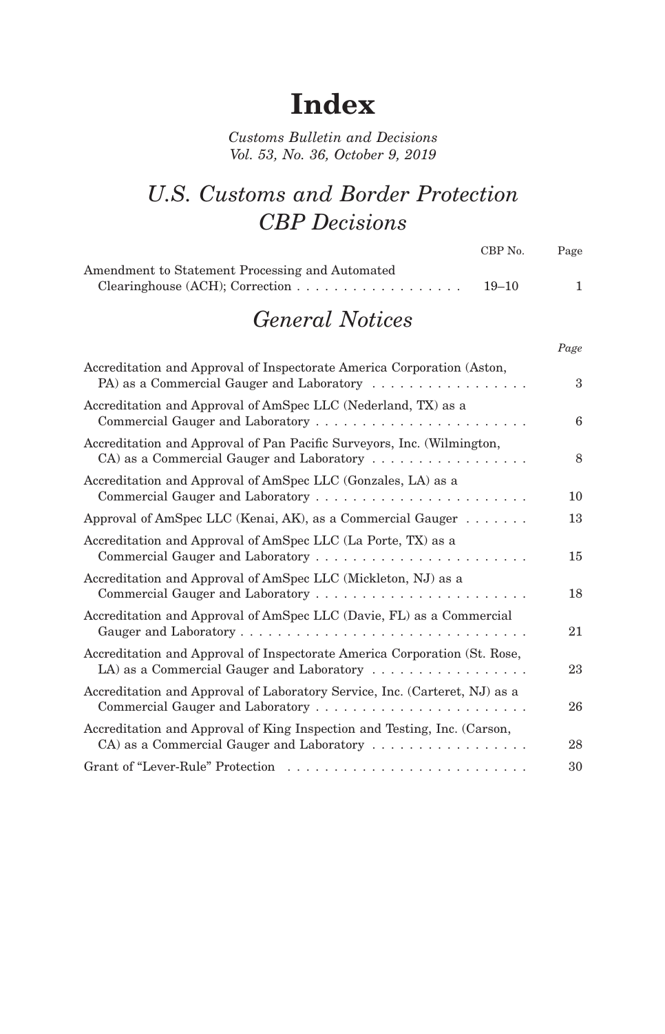# Index

*Customs Bulletin and Decisions*
*Vol. 53, No. 36, October 9, 2019*

## *U.S. Customs and Border Protection*
## *CBP Decisions*

| | CBP No. | Page |
|---|---|---|
| Amendment to Statement Processing and Automated Clearinghouse (ACH); Correction | 19–10 | 1 |

## *General Notices*

| | *Page* |
|---|---|
| Accreditation and Approval of Inspectorate America Corporation (Aston, PA) as a Commercial Gauger and Laboratory | 3 |
| Accreditation and Approval of AmSpec LLC (Nederland, TX) as a Commercial Gauger and Laboratory | 6 |
| Accreditation and Approval of Pan Pacific Surveyors, Inc. (Wilmington, CA) as a Commercial Gauger and Laboratory | 8 |
| Accreditation and Approval of AmSpec LLC (Gonzales, LA) as a Commercial Gauger and Laboratory | 10 |
| Approval of AmSpec LLC (Kenai, AK), as a Commercial Gauger | 13 |
| Accreditation and Approval of AmSpec LLC (La Porte, TX) as a Commercial Gauger and Laboratory | 15 |
| Accreditation and Approval of AmSpec LLC (Mickleton, NJ) as a Commercial Gauger and Laboratory | 18 |
| Accreditation and Approval of AmSpec LLC (Davie, FL) as a Commercial Gauger and Laboratory | 21 |
| Accreditation and Approval of Inspectorate America Corporation (St. Rose, LA) as a Commercial Gauger and Laboratory | 23 |
| Accreditation and Approval of Laboratory Service, Inc. (Carteret, NJ) as a Commercial Gauger and Laboratory | 26 |
| Accreditation and Approval of King Inspection and Testing, Inc. (Carson, CA) as a Commercial Gauger and Laboratory | 28 |
| Grant of "Lever-Rule" Protection | 30 |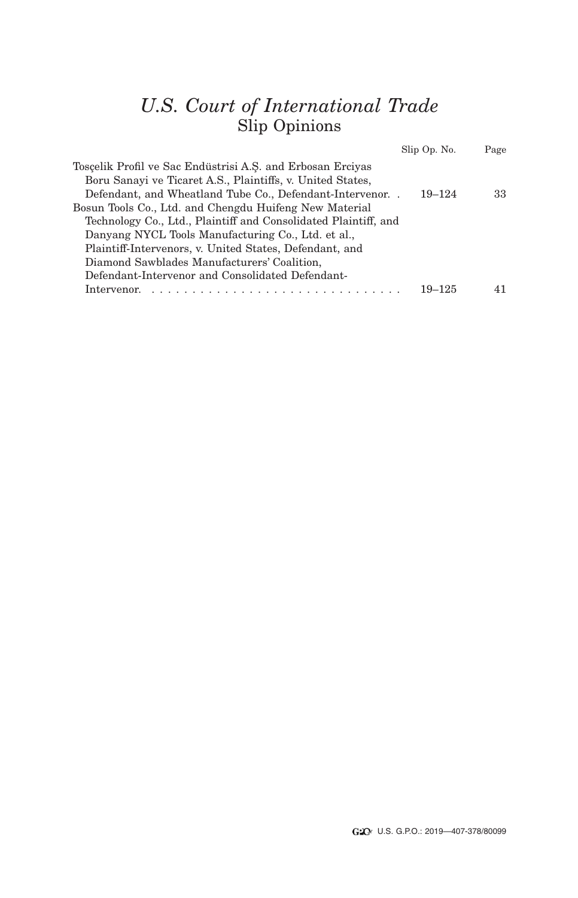# *U.S. Court of International Trade*
## Slip Opinions

| | Slip Op. No. | Page |
|---|---|---|
| Tosçelik Profil ve Sac Endüstrisi A.Ş. and Erbosan Erciyas Boru Sanayi ve Ticaret A.S., Plaintiffs, v. United States, Defendant, and Wheatland Tube Co., Defendant-Intervenor. | 19–124 | 33 |
| Bosun Tools Co., Ltd. and Chengdu Huifeng New Material Technology Co., Ltd., Plaintiff and Consolidated Plaintiff, and Danyang NYCL Tools Manufacturing Co., Ltd. et al., Plaintiff-Intervenors, v. United States, Defendant, and Diamond Sawblades Manufacturers' Coalition, Defendant-Intervenor and Consolidated Defendant-Intervenor. | 19–125 | 41 |

U.S. G.P.O.: 2019—407-378/80099